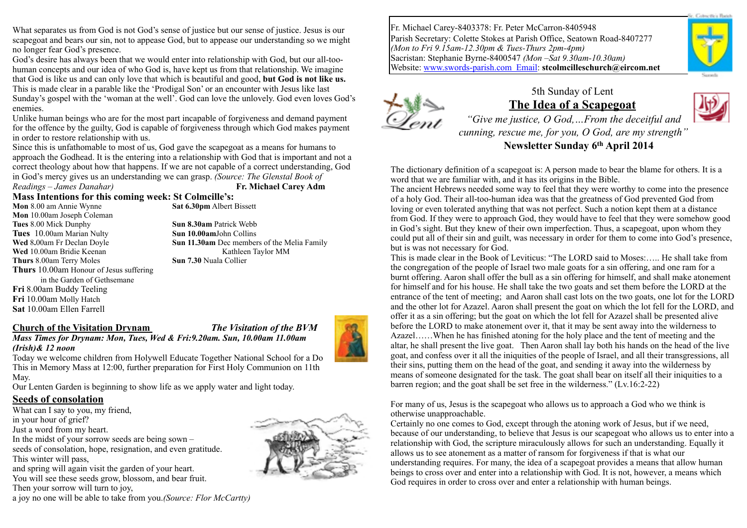What separates us from God is not God's sense of justice but our sense of justice. Jesus is our scapegoat and bears our sin, not to appease God, but to appease our understanding so we might no longer fear God's presence.

God's desire has always been that we would enter into relationship with God, but our all-too-human concepts and our idea of who God is, have kept us from that relationship. We imagine that God is like us and can only love that which is beautiful and good, **but God is not like us.** This is made clear in a parable like the 'Prodigal Son' or an encounter with Jesus like last Sunday's gospel with the 'woman at the well'. God can love the unlovely. God even loves God's enemies.

Unlike human beings who are for the most part incapable of forgiveness and demand payment for the offence by the guilty, God is capable of forgiveness through which God makes payment in order to restore relationship with us.

Since this is unfathomable to most of us, God gave the scapegoat as a means for humans to approach the Godhead. It is the entering into a relationship with God that is important and not a correct theology about how that happens. If we are not capable of a correct understanding, God in God's mercy gives us an understanding we can grasp. *(Source: The Glenstal Book of Readings – James Danahar)* **Fr. Michael Carey Adm**

**Mass Intentions for this coming week: St Colmcille's:**

**Mon** 8.00 am Annie Wynne
**Mon** 10.00am Joseph Coleman
**Tues** 8.00 Mick Dunphy
**Tues** 10.00am Marian Nulty
**Wed** 8.00am Fr Declan Doyle
**Wed** 10.00am Bridie Keenan
**Thurs** 8.00am Terry Moles
**Thurs** 10.00am Honour of Jesus suffering in the Garden of Gethsemane
**Fri** 8.00am Buddy Teeling
**Fri** 10.00am Molly Hatch
**Sat** 10.00am Ellen Farrell

**Sat 6.30pm** Albert Bissett

**Sun 8.30am** Patrick Webb
**Sun 10.00am**John Collins
**Sun 11.30am** Dec members of the Melia Family
Kathleen Taylor MM
**Sun 7.30** Nuala Collier

## Church of the Visitation Drynam *The Visitation of the BVM*

***Mass Times for Drynam: Mon, Tues, Wed & Fri:9.20am. Sun, 10.00am 11.00am (Irish)& 12 noon***

Today we welcome children from Holywell Educate Together National School for a Do This in Memory Mass at 12:00, further preparation for First Holy Communion on 11th May.

Our Lenten Garden is beginning to show life as we apply water and light today.

## Seeds of consolation

What can I say to you, my friend,
in your hour of grief?
Just a word from my heart.
In the midst of your sorrow seeds are being sown –
seeds of consolation, hope, resignation, and even gratitude.
This winter will pass,
and spring will again visit the garden of your heart.
You will see these seeds grow, blossom, and bear fruit.
Then your sorrow will turn to joy,
a joy no one will be able to take from you.*(Source: Flor McCartty)*

Fr. Michael Carey-8403378: Fr. Peter McCarron-8405948
Parish Secretary: Colette Stokes at Parish Office, Seatown Road-8407277
*(Mon to Fri 9.15am-12.30pm & Tues-Thurs 2pm-4pm)*
Sacristan: Stephanie Byrne-8400547 *(Mon –Sat 9.30am-10.30am)*
Website: www.swords-parish.com Email: **stcolmcilleschurch@eircom.net**

5th Sunday of Lent

# The Idea of a Scapegoat

*"Give me justice, O God,…From the deceitful and cunning, rescue me, for you, O God, are my strength"*

**Newsletter Sunday 6th April 2014**

The dictionary definition of a scapegoat is: A person made to bear the blame for others. It is a word that we are familiar with, and it has its origins in the Bible.

The ancient Hebrews needed some way to feel that they were worthy to come into the presence of a holy God. Their all-too-human idea was that the greatness of God prevented God from loving or even tolerated anything that was not perfect. Such a notion kept them at a distance from God. If they were to approach God, they would have to feel that they were somehow good in God's sight. But they knew of their own imperfection. Thus, a scapegoat, upon whom they could put all of their sin and guilt, was necessary in order for them to come into God's presence, but is was not necessary for God.

This is made clear in the Book of Leviticus: "The LORD said to Moses:….. He shall take from the congregation of the people of Israel two male goats for a sin offering, and one ram for a burnt offering. Aaron shall offer the bull as a sin offering for himself, and shall make atonement for himself and for his house. He shall take the two goats and set them before the LORD at the entrance of the tent of meeting; and Aaron shall cast lots on the two goats, one lot for the LORD and the other lot for Azazel. Aaron shall present the goat on which the lot fell for the LORD, and offer it as a sin offering; but the goat on which the lot fell for Azazel shall be presented alive before the LORD to make atonement over it, that it may be sent away into the wilderness to Azazel……When he has finished atoning for the holy place and the tent of meeting and the altar, he shall present the live goat. Then Aaron shall lay both his hands on the head of the live goat, and confess over it all the iniquities of the people of Israel, and all their transgressions, all their sins, putting them on the head of the goat, and sending it away into the wilderness by means of someone designated for the task. The goat shall bear on itself all their iniquities to a barren region; and the goat shall be set free in the wilderness." (Lv.16:2-22)

For many of us, Jesus is the scapegoat who allows us to approach a God who we think is otherwise unapproachable.

Certainly no one comes to God, except through the atoning work of Jesus, but if we need, because of our understanding, to believe that Jesus is our scapegoat who allows us to enter into a relationship with God, the scripture miraculously allows for such an understanding. Equally it allows us to see atonement as a matter of ransom for forgiveness if that is what our understanding requires. For many, the idea of a scapegoat provides a means that allow human beings to cross over and enter into a relationship with God. It is not, however, a means which God requires in order to cross over and enter a relationship with human beings.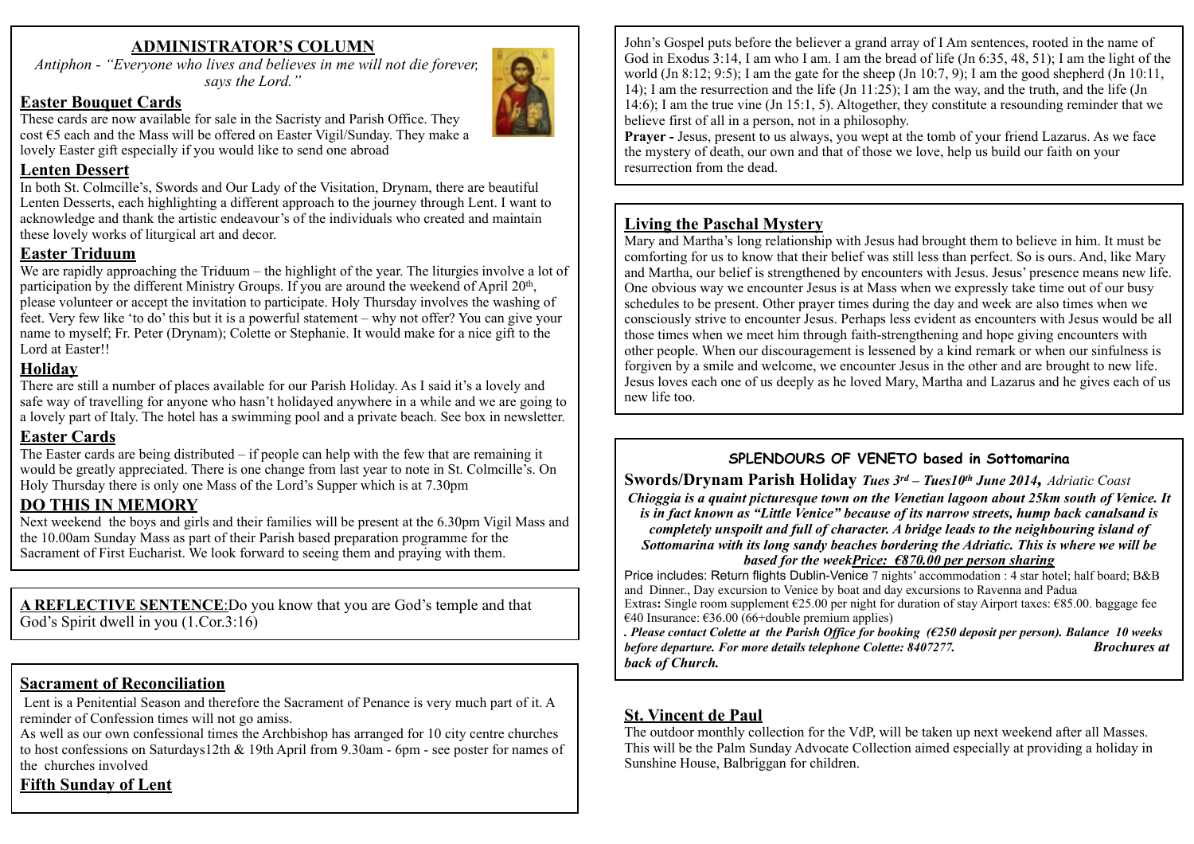## ADMINISTRATOR'S COLUMN

*Antiphon - "Everyone who lives and believes in me will not die forever, says the Lord."*

### Easter Bouquet Cards

These cards are now available for sale in the Sacristy and Parish Office. They cost €5 each and the Mass will be offered on Easter Vigil/Sunday. They make a lovely Easter gift especially if you would like to send one abroad

### Lenten Dessert

In both St. Colmcille's, Swords and Our Lady of the Visitation, Drynam, there are beautiful Lenten Desserts, each highlighting a different approach to the journey through Lent. I want to acknowledge and thank the artistic endeavour's of the individuals who created and maintain these lovely works of liturgical art and decor.

### Easter Triduum

We are rapidly approaching the Triduum – the highlight of the year. The liturgies involve a lot of participation by the different Ministry Groups. If you are around the weekend of April 20th, please volunteer or accept the invitation to participate. Holy Thursday involves the washing of feet. Very few like 'to do' this but it is a powerful statement – why not offer? You can give your name to myself; Fr. Peter (Drynam); Colette or Stephanie. It would make for a nice gift to the Lord at Easter!!

### Holiday

There are still a number of places available for our Parish Holiday. As I said it's a lovely and safe way of travelling for anyone who hasn't holidayed anywhere in a while and we are going to a lovely part of Italy. The hotel has a swimming pool and a private beach. See box in newsletter.

### Easter Cards

The Easter cards are being distributed – if people can help with the few that are remaining it would be greatly appreciated. There is one change from last year to note in St. Colmcille's. On Holy Thursday there is only one Mass of the Lord's Supper which is at 7.30pm

### DO THIS IN MEMORY

Next weekend the boys and girls and their families will be present at the 6.30pm Vigil Mass and the 10.00am Sunday Mass as part of their Parish based preparation programme for the Sacrament of First Eucharist. We look forward to seeing them and praying with them.

**A REFLECTIVE SENTENCE**:Do you know that you are God's temple and that God's Spirit dwell in you (1.Cor.3:16)

### Sacrament of Reconciliation

Lent is a Penitential Season and therefore the Sacrament of Penance is very much part of it. A reminder of Confession times will not go amiss.

As well as our own confessional times the Archbishop has arranged for 10 city centre churches to host confessions on Saturdays12th & 19th April from 9.30am - 6pm - see poster for names of the churches involved

### Fifth Sunday of Lent

John's Gospel puts before the believer a grand array of I Am sentences, rooted in the name of God in Exodus 3:14, I am who I am. I am the bread of life (Jn 6:35, 48, 51); I am the light of the world (Jn 8:12; 9:5); I am the gate for the sheep (Jn 10:7, 9); I am the good shepherd (Jn 10:11, 14); I am the resurrection and the life (Jn 11:25); I am the way, and the truth, and the life (Jn 14:6); I am the true vine (Jn 15:1, 5). Altogether, they constitute a resounding reminder that we believe first of all in a person, not in a philosophy.

**Prayer -** Jesus, present to us always, you wept at the tomb of your friend Lazarus. As we face the mystery of death, our own and that of those we love, help us build our faith on your resurrection from the dead.

### Living the Paschal Mystery

Mary and Martha's long relationship with Jesus had brought them to believe in him. It must be comforting for us to know that their belief was still less than perfect. So is ours. And, like Mary and Martha, our belief is strengthened by encounters with Jesus. Jesus' presence means new life. One obvious way we encounter Jesus is at Mass when we expressly take time out of our busy schedules to be present. Other prayer times during the day and week are also times when we consciously strive to encounter Jesus. Perhaps less evident as encounters with Jesus would be all those times when we meet him through faith-strengthening and hope giving encounters with other people. When our discouragement is lessened by a kind remark or when our sinfulness is forgiven by a smile and welcome, we encounter Jesus in the other and are brought to new life. Jesus loves each one of us deeply as he loved Mary, Martha and Lazarus and he gives each of us new life too.

**SPLENDOURS OF VENETO based in Sottomarina**

**Swords/Drynam Parish Holiday** ***Tues 3rd – Tues10th June 2014****, Adriatic Coast*

***Chioggia is a quaint picturesque town on the Venetian lagoon about 25km south of Venice. It is in fact known as "Little Venice" because of its narrow streets, hump back canalsand is completely unspoilt and full of character. A bridge leads to the neighbouring island of Sottomarina with its long sandy beaches bordering the Adriatic. This is where we will be based for the week******Price: €870.00 per person sharing***

Price includes: Return flights Dublin-Venice 7 nights' accommodation : 4 star hotel; half board; B&B and Dinner., Day excursion to Venice by boat and day excursions to Ravenna and Padua

Extras**:** Single room supplement €25.00 per night for duration of stay Airport taxes: €85.00. baggage fee €40 Insurance: €36.00 (66+double premium applies)

***. Please contact Colette at the Parish Office for booking (€250 deposit per person). Balance 10 weeks before departure. For more details telephone Colette: 8407277. Brochures at back of Church.***

### St. Vincent de Paul

The outdoor monthly collection for the VdP, will be taken up next weekend after all Masses. This will be the Palm Sunday Advocate Collection aimed especially at providing a holiday in Sunshine House, Balbriggan for children.